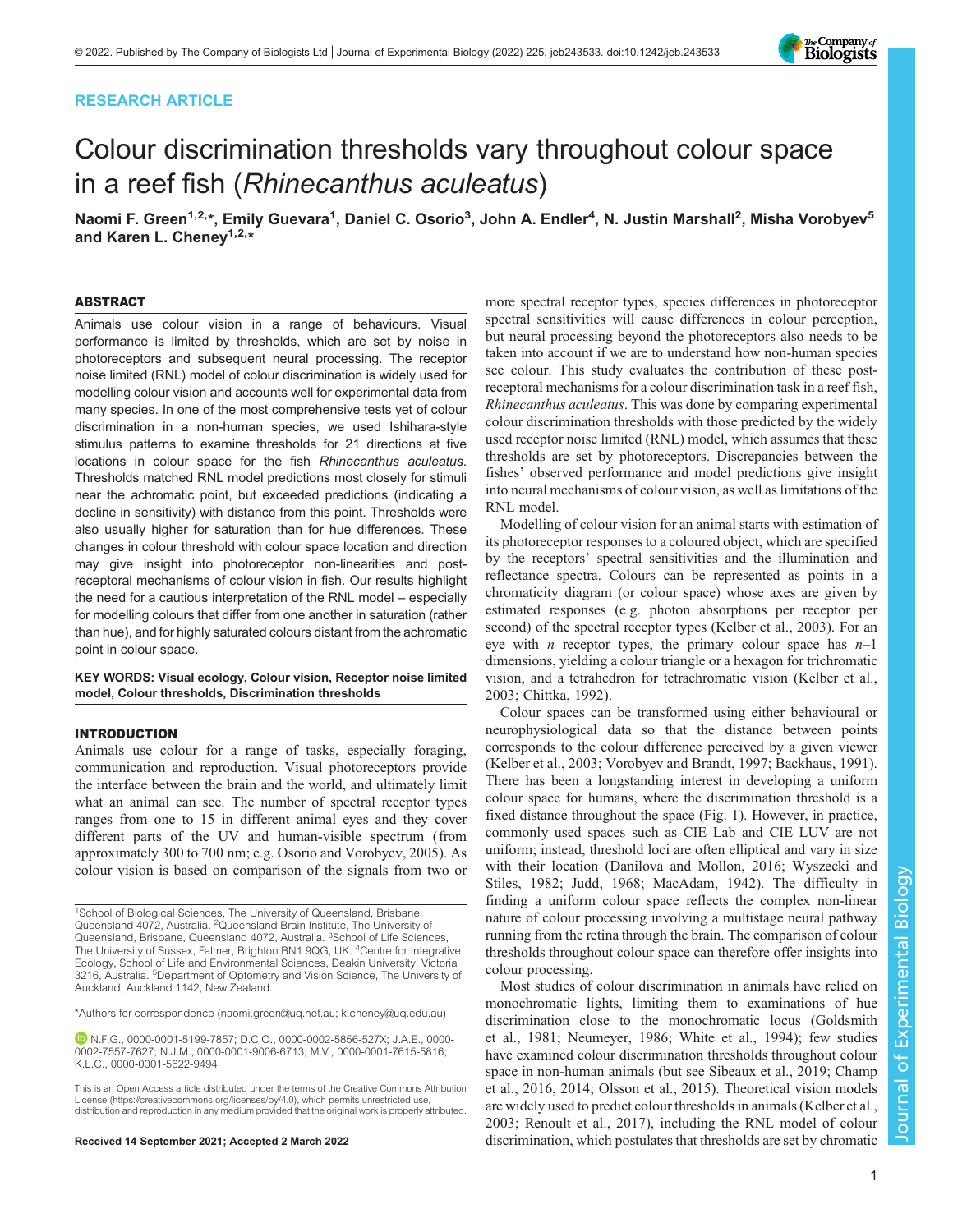RESEARCH ARTICLE

# Colour discrimination thresholds vary throughout colour space in a reef fish (*Rhinecanthus aculeatus*)

**Naomi F. Green[1,2,*], Emily Guevara[1], Daniel C. Osorio[3], John A. Endler[4], N. Justin Marshall[2], Misha Vorobyev[5] and Karen L. Cheney[1,2,*]**

## ABSTRACT

Animals use colour vision in a range of behaviours. Visual performance is limited by thresholds, which are set by noise in photoreceptors and subsequent neural processing. The receptor noise limited (RNL) model of colour discrimination is widely used for modelling colour vision and accounts well for experimental data from many species. In one of the most comprehensive tests yet of colour discrimination in a non-human species, we used Ishihara-style stimulus patterns to examine thresholds for 21 directions at five locations in colour space for the fish *Rhinecanthus aculeatus*. Thresholds matched RNL model predictions most closely for stimuli near the achromatic point, but exceeded predictions (indicating a decline in sensitivity) with distance from this point. Thresholds were also usually higher for saturation than for hue differences. These changes in colour threshold with colour space location and direction may give insight into photoreceptor non-linearities and post-receptoral mechanisms of colour vision in fish. Our results highlight the need for a cautious interpretation of the RNL model – especially for modelling colours that differ from one another in saturation (rather than hue), and for highly saturated colours distant from the achromatic point in colour space.

**KEY WORDS: Visual ecology, Colour vision, Receptor noise limited model, Colour thresholds, Discrimination thresholds**

## INTRODUCTION

Animals use colour for a range of tasks, especially foraging, communication and reproduction. Visual photoreceptors provide the interface between the brain and the world, and ultimately limit what an animal can see. The number of spectral receptor types ranges from one to 15 in different animal eyes and they cover different parts of the UV and human-visible spectrum (from approximately 300 to 700 nm; e.g. Osorio and Vorobyev, 2005). As colour vision is based on comparison of the signals from two or more spectral receptor types, species differences in photoreceptor spectral sensitivities will cause differences in colour perception, but neural processing beyond the photoreceptors also needs to be taken into account if we are to understand how non-human species see colour. This study evaluates the contribution of these post-receptoral mechanisms for a colour discrimination task in a reef fish, *Rhinecanthus aculeatus*. This was done by comparing experimental colour discrimination thresholds with those predicted by the widely used receptor noise limited (RNL) model, which assumes that these thresholds are set by photoreceptors. Discrepancies between the fishes' observed performance and model predictions give insight into neural mechanisms of colour vision, as well as limitations of the RNL model.

Modelling of colour vision for an animal starts with estimation of its photoreceptor responses to a coloured object, which are specified by the receptors' spectral sensitivities and the illumination and reflectance spectra. Colours can be represented as points in a chromaticity diagram (or colour space) whose axes are given by estimated responses (e.g. photon absorptions per receptor per second) of the spectral receptor types (Kelber et al., 2003). For an eye with $n$ receptor types, the primary colour space has $n$–1 dimensions, yielding a colour triangle or a hexagon for trichromatic vision, and a tetrahedron for tetrachromatic vision (Kelber et al., 2003; Chittka, 1992).

Colour spaces can be transformed using either behavioural or neurophysiological data so that the distance between points corresponds to the colour difference perceived by a given viewer (Kelber et al., 2003; Vorobyev and Brandt, 1997; Backhaus, 1991). There has been a longstanding interest in developing a uniform colour space for humans, where the discrimination threshold is a fixed distance throughout the space (Fig. 1). However, in practice, commonly used spaces such as CIE Lab and CIE LUV are not uniform; instead, threshold loci are often elliptical and vary in size with their location (Danilova and Mollon, 2016; Wyszecki and Stiles, 1982; Judd, 1968; MacAdam, 1942). The difficulty in finding a uniform colour space reflects the complex non-linear nature of colour processing involving a multistage neural pathway running from the retina through the brain. The comparison of colour thresholds throughout colour space can therefore offer insights into colour processing.

Most studies of colour discrimination in animals have relied on monochromatic lights, limiting them to examinations of hue discrimination close to the monochromatic locus (Goldsmith et al., 1981; Neumeyer, 1986; White et al., 1994); few studies have examined colour discrimination thresholds throughout colour space in non-human animals (but see Sibeaux et al., 2019; Champ et al., 2016, 2014; Olsson et al., 2015). Theoretical vision models are widely used to predict colour thresholds in animals (Kelber et al., 2003; Renoult et al., 2017), including the RNL model of colour discrimination, which postulates that thresholds are set by chromatic

[1]School of Biological Sciences, The University of Queensland, Brisbane, Queensland 4072, Australia. [2]Queensland Brain Institute, The University of Queensland, Brisbane, Queensland 4072, Australia. [3]School of Life Sciences, The University of Sussex, Falmer, Brighton BN1 9QG, UK. [4]Centre for Integrative Ecology, School of Life and Environmental Sciences, Deakin University, Victoria 3216, Australia. [5]Department of Optometry and Vision Science, The University of Auckland, Auckland 1142, New Zealand.

*Authors for correspondence (naomi.green@uq.net.au; k.cheney@uq.edu.au)

N.F.G., 0000-0001-5199-7857; D.C.O., 0000-0002-5856-527X; J.A.E., 0000-0002-7557-7627; N.J.M., 0000-0001-9006-6713; M.V., 0000-0001-7615-5816; K.L.C., 0000-0001-5622-9494

This is an Open Access article distributed under the terms of the Creative Commons Attribution License (https://creativecommons.org/licenses/by/4.0), which permits unrestricted use, distribution and reproduction in any medium provided that the original work is properly attributed.

Received 14 September 2021; Accepted 2 March 2022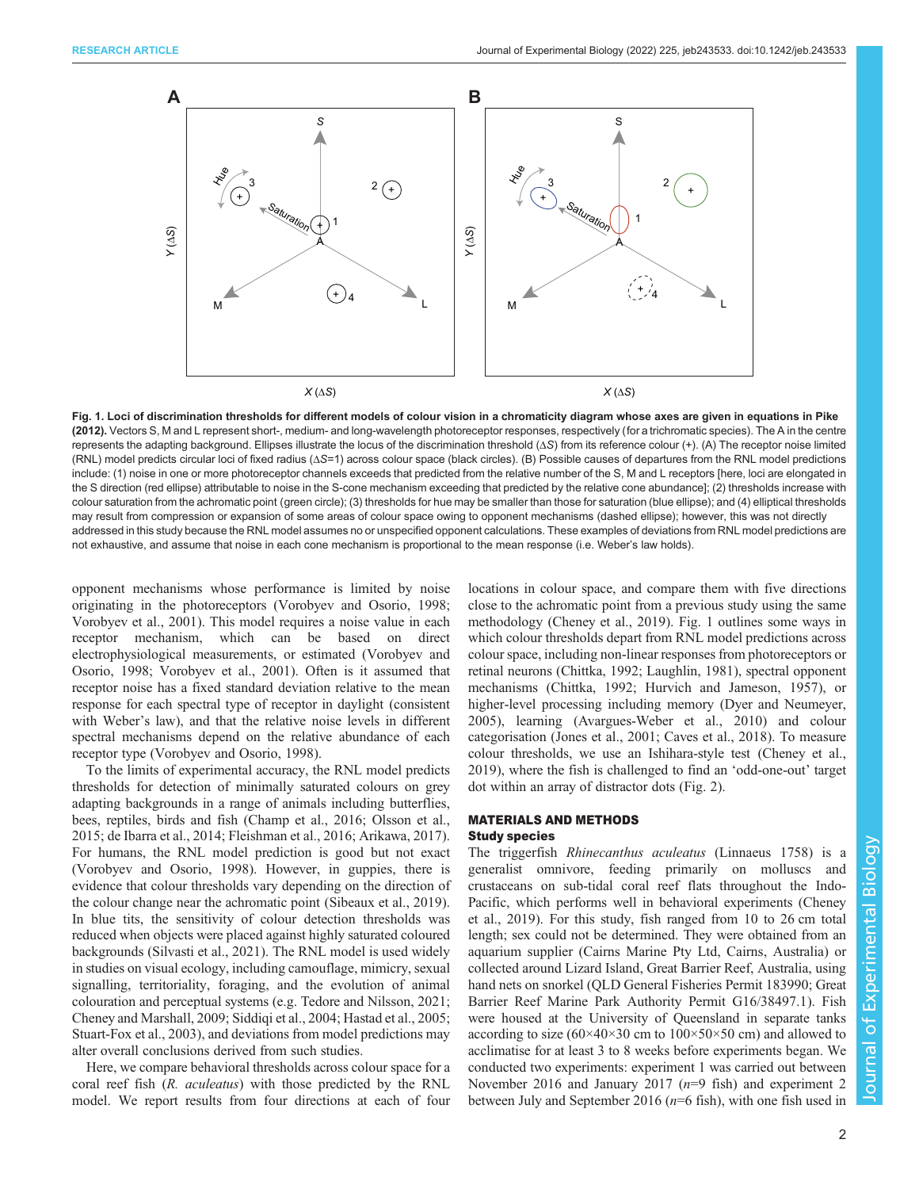Fig. 1. Loci of discrimination thresholds for different models of colour vision in a chromaticity diagram whose axes are given in equations in Pike (2012). Vectors S, M and L represent short-, medium- and long-wavelength photoreceptor responses, respectively (for a trichromatic species). The A in the centre represents the adapting background. Ellipses illustrate the locus of the discrimination threshold (Δ*S*) from its reference colour (+). (A) The receptor noise limited (RNL) model predicts circular loci of fixed radius (Δ*S*=1) across colour space (black circles). (B) Possible causes of departures from the RNL model predictions include: (1) noise in one or more photoreceptor channels exceeds that predicted from the relative number of the S, M and L receptors [here, loci are elongated in the S direction (red ellipse) attributable to noise in the S-cone mechanism exceeding that predicted by the relative cone abundance]; (2) thresholds increase with colour saturation from the achromatic point (green circle); (3) thresholds for hue may be smaller than those for saturation (blue ellipse); and (4) elliptical thresholds may result from compression or expansion of some areas of colour space owing to opponent mechanisms (dashed ellipse); however, this was not directly addressed in this study because the RNL model assumes no or unspecified opponent calculations. These examples of deviations from RNL model predictions are not exhaustive, and assume that noise in each cone mechanism is proportional to the mean response (i.e. Weber's law holds).

opponent mechanisms whose performance is limited by noise originating in the photoreceptors (Vorobyev and Osorio, 1998; Vorobyev et al., 2001). This model requires a noise value in each receptor mechanism, which can be based on direct electrophysiological measurements, or estimated (Vorobyev and Osorio, 1998; Vorobyev et al., 2001). Often is it assumed that receptor noise has a fixed standard deviation relative to the mean response for each spectral type of receptor in daylight (consistent with Weber's law), and that the relative noise levels in different spectral mechanisms depend on the relative abundance of each receptor type (Vorobyev and Osorio, 1998).

To the limits of experimental accuracy, the RNL model predicts thresholds for detection of minimally saturated colours on grey adapting backgrounds in a range of animals including butterflies, bees, reptiles, birds and fish (Champ et al., 2016; Olsson et al., 2015; de Ibarra et al., 2014; Fleishman et al., 2016; Arikawa, 2017). For humans, the RNL model prediction is good but not exact (Vorobyev and Osorio, 1998). However, in guppies, there is evidence that colour thresholds vary depending on the direction of the colour change near the achromatic point (Sibeaux et al., 2019). In blue tits, the sensitivity of colour detection thresholds was reduced when objects were placed against highly saturated coloured backgrounds (Silvasti et al., 2021). The RNL model is used widely in studies on visual ecology, including camouflage, mimicry, sexual signalling, territoriality, foraging, and the evolution of animal colouration and perceptual systems (e.g. Tedore and Nilsson, 2021; Cheney and Marshall, 2009; Siddiqi et al., 2004; Hastad et al., 2005; Stuart-Fox et al., 2003), and deviations from model predictions may alter overall conclusions derived from such studies.

Here, we compare behavioral thresholds across colour space for a coral reef fish (*R. aculeatus*) with those predicted by the RNL model. We report results from four directions at each of four locations in colour space, and compare them with five directions close to the achromatic point from a previous study using the same methodology (Cheney et al., 2019). Fig. 1 outlines some ways in which colour thresholds depart from RNL model predictions across colour space, including non-linear responses from photoreceptors or retinal neurons (Chittka, 1992; Laughlin, 1981), spectral opponent mechanisms (Chittka, 1992; Hurvich and Jameson, 1957), or higher-level processing including memory (Dyer and Neumeyer, 2005), learning (Avargues-Weber et al., 2010) and colour categorisation (Jones et al., 2001; Caves et al., 2018). To measure colour thresholds, we use an Ishihara-style test (Cheney et al., 2019), where the fish is challenged to find an 'odd-one-out' target dot within an array of distractor dots (Fig. 2).

## MATERIALS AND METHODS

### Study species

The triggerfish *Rhinecanthus aculeatus* (Linnaeus 1758) is a generalist omnivore, feeding primarily on molluscs and crustaceans on sub-tidal coral reef flats throughout the Indo-Pacific, which performs well in behavioral experiments (Cheney et al., 2019). For this study, fish ranged from 10 to 26 cm total length; sex could not be determined. They were obtained from an aquarium supplier (Cairns Marine Pty Ltd, Cairns, Australia) or collected around Lizard Island, Great Barrier Reef, Australia, using hand nets on snorkel (QLD General Fisheries Permit 183990; Great Barrier Reef Marine Park Authority Permit G16/38497.1). Fish were housed at the University of Queensland in separate tanks according to size (60×40×30 cm to 100×50×50 cm) and allowed to acclimatise for at least 3 to 8 weeks before experiments began. We conducted two experiments: experiment 1 was carried out between November 2016 and January 2017 (*n*=9 fish) and experiment 2 between July and September 2016 (*n*=6 fish), with one fish used in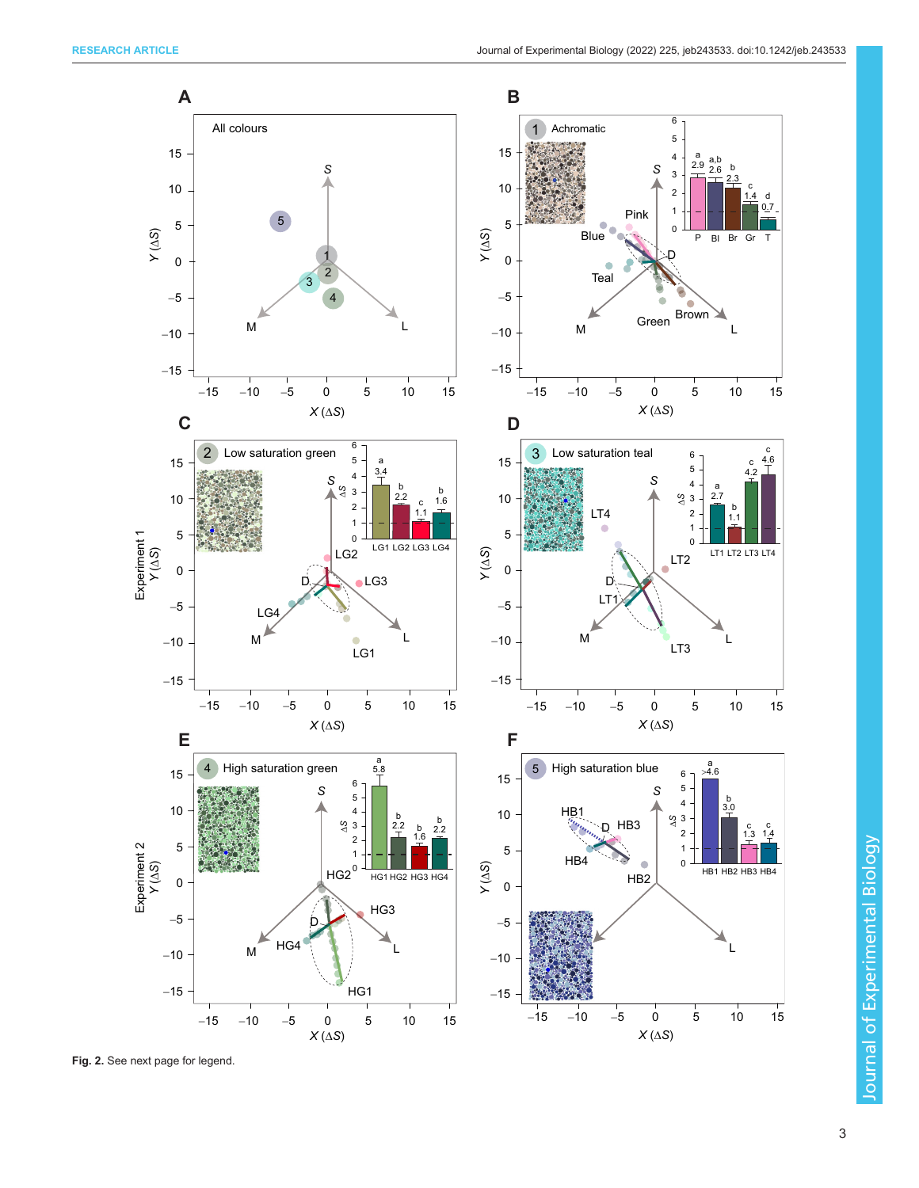**Fig. 2.** See next page for legend.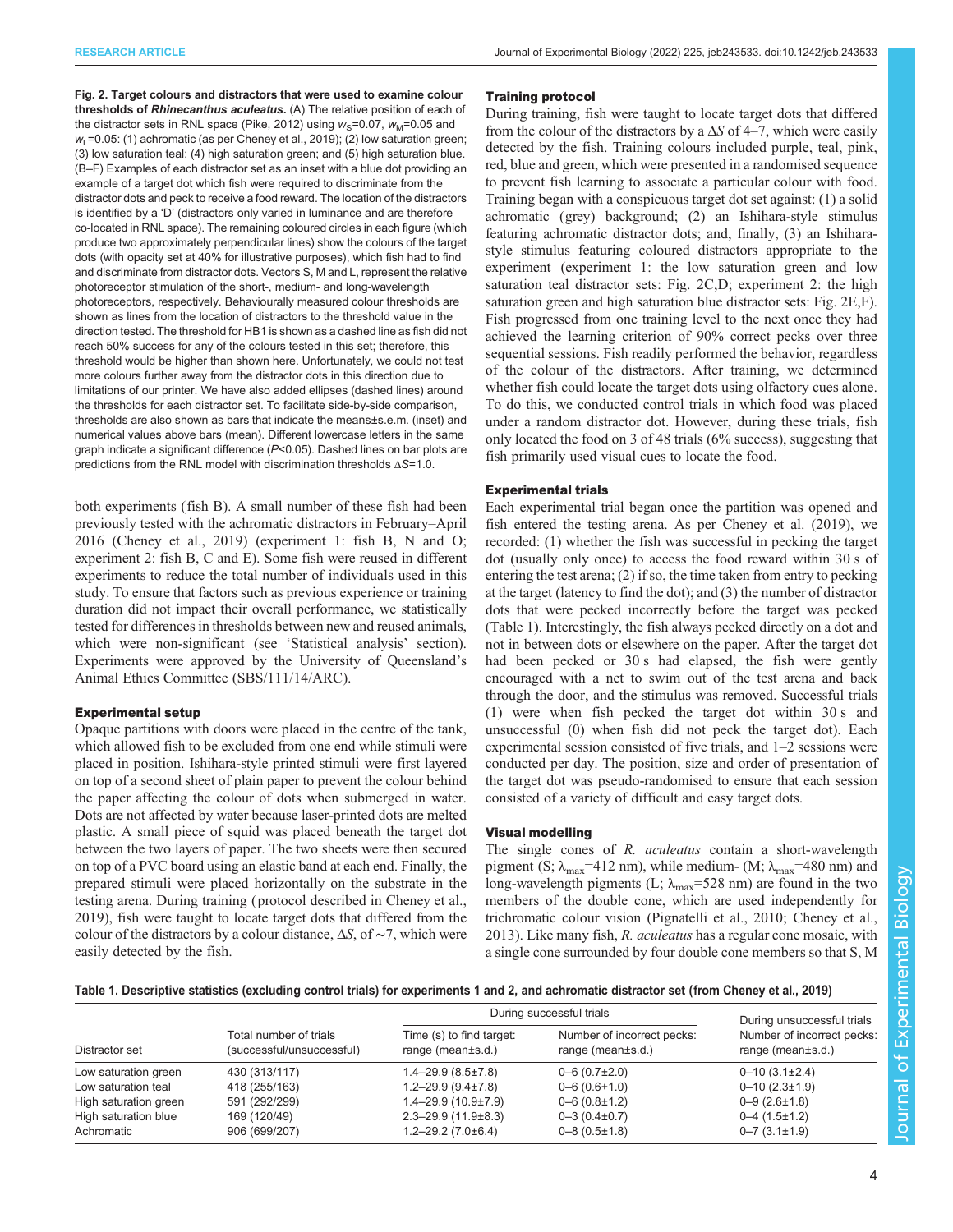**Fig. 2. Target colours and distractors that were used to examine colour thresholds of *Rhinecanthus aculeatus*.** (A) The relative position of each of the distractor sets in RNL space (Pike, 2012) using $w_S$=0.07, $w_M$=0.05 and $w_L$=0.05: (1) achromatic (as per Cheney et al., 2019); (2) low saturation green; (3) low saturation teal; (4) high saturation green; and (5) high saturation blue. (B–F) Examples of each distractor set as an inset with a blue dot providing an example of a target dot which fish were required to discriminate from the distractor dots and peck to receive a food reward. The location of the distractors is identified by a 'D' (distractors only varied in luminance and are therefore co-located in RNL space). The remaining coloured circles in each figure (which produce two approximately perpendicular lines) show the colours of the target dots (with opacity set at 40% for illustrative purposes), which fish had to find and discriminate from distractor dots. Vectors S, M and L, represent the relative photoreceptor stimulation of the short-, medium- and long-wavelength photoreceptors, respectively. Behaviourally measured colour thresholds are shown as lines from the location of distractors to the threshold value in the direction tested. The threshold for HB1 is shown as a dashed line as fish did not reach 50% success for any of the colours tested in this set; therefore, this threshold would be higher than shown here. Unfortunately, we could not test more colours further away from the distractor dots in this direction due to limitations of our printer. We have also added ellipses (dashed lines) around the thresholds for each distractor set. To facilitate side-by-side comparison, thresholds are also shown as bars that indicate the means±s.e.m. (inset) and numerical values above bars (mean). Different lowercase letters in the same graph indicate a significant difference ($P$<0.05). Dashed lines on bar plots are predictions from the RNL model with discrimination thresholds $\Delta S$=1.0.

both experiments (fish B). A small number of these fish had been previously tested with the achromatic distractors in February–April 2016 (Cheney et al., 2019) (experiment 1: fish B, N and O; experiment 2: fish B, C and E). Some fish were reused in different experiments to reduce the total number of individuals used in this study. To ensure that factors such as previous experience or training duration did not impact their overall performance, we statistically tested for differences in thresholds between new and reused animals, which were non-significant (see 'Statistical analysis' section). Experiments were approved by the University of Queensland's Animal Ethics Committee (SBS/111/14/ARC).

### Experimental setup

Opaque partitions with doors were placed in the centre of the tank, which allowed fish to be excluded from one end while stimuli were placed in position. Ishihara-style printed stimuli were first layered on top of a second sheet of plain paper to prevent the colour behind the paper affecting the colour of dots when submerged in water. Dots are not affected by water because laser-printed dots are melted plastic. A small piece of squid was placed beneath the target dot between the two layers of paper. The two sheets were then secured on top of a PVC board using an elastic band at each end. Finally, the prepared stimuli were placed horizontally on the substrate in the testing arena. During training (protocol described in Cheney et al., 2019), fish were taught to locate target dots that differed from the colour of the distractors by a colour distance, $\Delta S$, of ∼7, which were easily detected by the fish.

### Training protocol

During training, fish were taught to locate target dots that differed from the colour of the distractors by a $\Delta S$ of 4–7, which were easily detected by the fish. Training colours included purple, teal, pink, red, blue and green, which were presented in a randomised sequence to prevent fish learning to associate a particular colour with food. Training began with a conspicuous target dot set against: (1) a solid achromatic (grey) background; (2) an Ishihara-style stimulus featuring achromatic distractor dots; and, finally, (3) an Ishihara-style stimulus featuring coloured distractors appropriate to the experiment (experiment 1: the low saturation green and low saturation teal distractor sets: Fig. 2C,D; experiment 2: the high saturation green and high saturation blue distractor sets: Fig. 2E,F). Fish progressed from one training level to the next once they had achieved the learning criterion of 90% correct pecks over three sequential sessions. Fish readily performed the behavior, regardless of the colour of the distractors. After training, we determined whether fish could locate the target dots using olfactory cues alone. To do this, we conducted control trials in which food was placed under a random distractor dot. However, during these trials, fish only located the food on 3 of 48 trials (6% success), suggesting that fish primarily used visual cues to locate the food.

### Experimental trials

Each experimental trial began once the partition was opened and fish entered the testing arena. As per Cheney et al. (2019), we recorded: (1) whether the fish was successful in pecking the target dot (usually only once) to access the food reward within 30 s of entering the test arena; (2) if so, the time taken from entry to pecking at the target (latency to find the dot); and (3) the number of distractor dots that were pecked incorrectly before the target was pecked (Table 1). Interestingly, the fish always pecked directly on a dot and not in between dots or elsewhere on the paper. After the target dot had been pecked or 30 s had elapsed, the fish were gently encouraged with a net to swim out of the test arena and back through the door, and the stimulus was removed. Successful trials (1) were when fish pecked the target dot within 30 s and unsuccessful (0) when fish did not peck the target dot). Each experimental session consisted of five trials, and 1–2 sessions were conducted per day. The position, size and order of presentation of the target dot was pseudo-randomised to ensure that each session consisted of a variety of difficult and easy target dots.

### Visual modelling

The single cones of *R. aculeatus* contain a short-wavelength pigment (S; $\lambda_{max}$=412 nm), while medium- (M; $\lambda_{max}$=480 nm) and long-wavelength pigments (L; $\lambda_{max}$=528 nm) are found in the two members of the double cone, which are used independently for trichromatic colour vision (Pignatelli et al., 2010; Cheney et al., 2013). Like many fish, *R. aculeatus* has a regular cone mosaic, with a single cone surrounded by four double cone members so that S, M

**Table 1. Descriptive statistics (excluding control trials) for experiments 1 and 2, and achromatic distractor set (from Cheney et al., 2019)**

| Distractor set | Total number of trials (successful/unsuccessful) | During successful trials: Time (s) to find target: range (mean±s.d.) | During successful trials: Number of incorrect pecks: range (mean±s.d.) | During unsuccessful trials: Number of incorrect pecks: range (mean±s.d.) |
|---|---|---|---|---|
| Low saturation green | 430 (313/117) | 1.4–29.9 (8.5±7.8) | 0–6 (0.7±2.0) | 0–10 (3.1±2.4) |
| Low saturation teal | 418 (255/163) | 1.2–29.9 (9.4±7.8) | 0–6 (0.6+1.0) | 0–10 (2.3±1.9) |
| High saturation green | 591 (292/299) | 1.4–29.9 (10.9±7.9) | 0–6 (0.8±1.2) | 0–9 (2.6±1.8) |
| High saturation blue | 169 (120/49) | 2.3–29.9 (11.9±8.3) | 0–3 (0.4±0.7) | 0–4 (1.5±1.2) |
| Achromatic | 906 (699/207) | 1.2–29.2 (7.0±6.4) | 0–8 (0.5±1.8) | 0–7 (3.1±1.9) |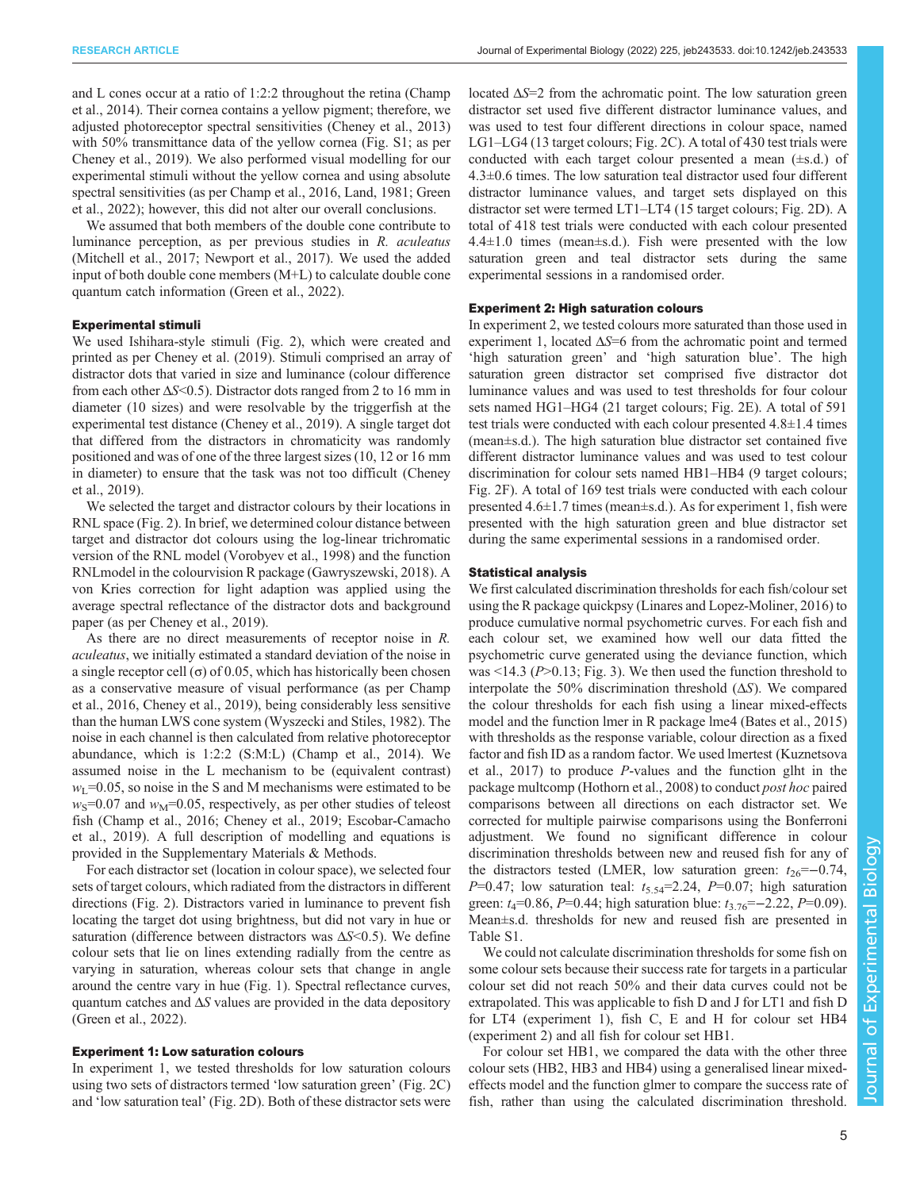and L cones occur at a ratio of 1:2:2 throughout the retina (Champ et al., 2014). Their cornea contains a yellow pigment; therefore, we adjusted photoreceptor spectral sensitivities (Cheney et al., 2013) with 50% transmittance data of the yellow cornea (Fig. S1; as per Cheney et al., 2019). We also performed visual modelling for our experimental stimuli without the yellow cornea and using absolute spectral sensitivities (as per Champ et al., 2016, Land, 1981; Green et al., 2022); however, this did not alter our overall conclusions.

We assumed that both members of the double cone contribute to luminance perception, as per previous studies in *R. aculeatus* (Mitchell et al., 2017; Newport et al., 2017). We used the added input of both double cone members (M+L) to calculate double cone quantum catch information (Green et al., 2022).

### Experimental stimuli

We used Ishihara-style stimuli (Fig. 2), which were created and printed as per Cheney et al. (2019). Stimuli comprised an array of distractor dots that varied in size and luminance (colour difference from each other $\Delta S<0.5$). Distractor dots ranged from 2 to 16 mm in diameter (10 sizes) and were resolvable by the triggerfish at the experimental test distance (Cheney et al., 2019). A single target dot that differed from the distractors in chromaticity was randomly positioned and was of one of the three largest sizes (10, 12 or 16 mm in diameter) to ensure that the task was not too difficult (Cheney et al., 2019).

We selected the target and distractor colours by their locations in RNL space (Fig. 2). In brief, we determined colour distance between target and distractor dot colours using the log-linear trichromatic version of the RNL model (Vorobyev et al., 1998) and the function RNLmodel in the colourvision R package (Gawryszewski, 2018). A von Kries correction for light adaption was applied using the average spectral reflectance of the distractor dots and background paper (as per Cheney et al., 2019).

As there are no direct measurements of receptor noise in *R. aculeatus*, we initially estimated a standard deviation of the noise in a single receptor cell ($\sigma$) of 0.05, which has historically been chosen as a conservative measure of visual performance (as per Champ et al., 2016, Cheney et al., 2019), being considerably less sensitive than the human LWS cone system (Wyszecki and Stiles, 1982). The noise in each channel is then calculated from relative photoreceptor abundance, which is 1:2:2 (S:M:L) (Champ et al., 2014). We assumed noise in the L mechanism to be (equivalent contrast) $w_L=0.05$, so noise in the S and M mechanisms were estimated to be $w_S=0.07$ and $w_M=0.05$, respectively, as per other studies of teleost fish (Champ et al., 2016; Cheney et al., 2019; Escobar-Camacho et al., 2019). A full description of modelling and equations is provided in the Supplementary Materials & Methods.

For each distractor set (location in colour space), we selected four sets of target colours, which radiated from the distractors in different directions (Fig. 2). Distractors varied in luminance to prevent fish locating the target dot using brightness, but did not vary in hue or saturation (difference between distractors was $\Delta S<0.5$). We define colour sets that lie on lines extending radially from the centre as varying in saturation, whereas colour sets that change in angle around the centre vary in hue (Fig. 1). Spectral reflectance curves, quantum catches and $\Delta S$ values are provided in the data depository (Green et al., 2022).

### Experiment 1: Low saturation colours

In experiment 1, we tested thresholds for low saturation colours using two sets of distractors termed 'low saturation green' (Fig. 2C) and 'low saturation teal' (Fig. 2D). Both of these distractor sets were located $\Delta S=2$ from the achromatic point. The low saturation green distractor set used five different distractor luminance values, and was used to test four different directions in colour space, named LG1–LG4 (13 target colours; Fig. 2C). A total of 430 test trials were conducted with each target colour presented a mean (±s.d.) of 4.3±0.6 times. The low saturation teal distractor used four different distractor luminance values, and target sets displayed on this distractor set were termed LT1–LT4 (15 target colours; Fig. 2D). A total of 418 test trials were conducted with each colour presented 4.4±1.0 times (mean±s.d.). Fish were presented with the low saturation green and teal distractor sets during the same experimental sessions in a randomised order.

### Experiment 2: High saturation colours

In experiment 2, we tested colours more saturated than those used in experiment 1, located $\Delta S=6$ from the achromatic point and termed 'high saturation green' and 'high saturation blue'. The high saturation green distractor set comprised five distractor dot luminance values and was used to test thresholds for four colour sets named HG1–HG4 (21 target colours; Fig. 2E). A total of 591 test trials were conducted with each colour presented 4.8±1.4 times (mean±s.d.). The high saturation blue distractor set contained five different distractor luminance values and was used to test colour discrimination for colour sets named HB1–HB4 (9 target colours; Fig. 2F). A total of 169 test trials were conducted with each colour presented 4.6±1.7 times (mean±s.d.). As for experiment 1, fish were presented with the high saturation green and blue distractor set during the same experimental sessions in a randomised order.

### Statistical analysis

We first calculated discrimination thresholds for each fish/colour set using the R package quickpsy (Linares and Lopez-Moliner, 2016) to produce cumulative normal psychometric curves. For each fish and each colour set, we examined how well our data fitted the psychometric curve generated using the deviance function, which was <14.3 ($P>0.13$; Fig. 3). We then used the function threshold to interpolate the 50% discrimination threshold ($\Delta S$). We compared the colour thresholds for each fish using a linear mixed-effects model and the function lmer in R package lme4 (Bates et al., 2015) with thresholds as the response variable, colour direction as a fixed factor and fish ID as a random factor. We used lmertest (Kuznetsova et al., 2017) to produce *P*-values and the function glht in the package multcomp (Hothorn et al., 2008) to conduct *post hoc* paired comparisons between all directions on each distractor set. We corrected for multiple pairwise comparisons using the Bonferroni adjustment. We found no significant difference in colour discrimination thresholds between new and reused fish for any of the distractors tested (LMER, low saturation green: $t_{26}=-0.74$, $P=0.47$; low saturation teal: $t_{5.54}=2.24$, $P=0.07$; high saturation green: $t_4=0.86$, $P=0.44$; high saturation blue: $t_{3.76}=-2.22$, $P=0.09$). Mean±s.d. thresholds for new and reused fish are presented in Table S1.

We could not calculate discrimination thresholds for some fish on some colour sets because their success rate for targets in a particular colour set did not reach 50% and their data curves could not be extrapolated. This was applicable to fish D and J for LT1 and fish D for LT4 (experiment 1), fish C, E and H for colour set HB4 (experiment 2) and all fish for colour set HB1.

For colour set HB1, we compared the data with the other three colour sets (HB2, HB3 and HB4) using a generalised linear mixed-effects model and the function glmer to compare the success rate of fish, rather than using the calculated discrimination threshold.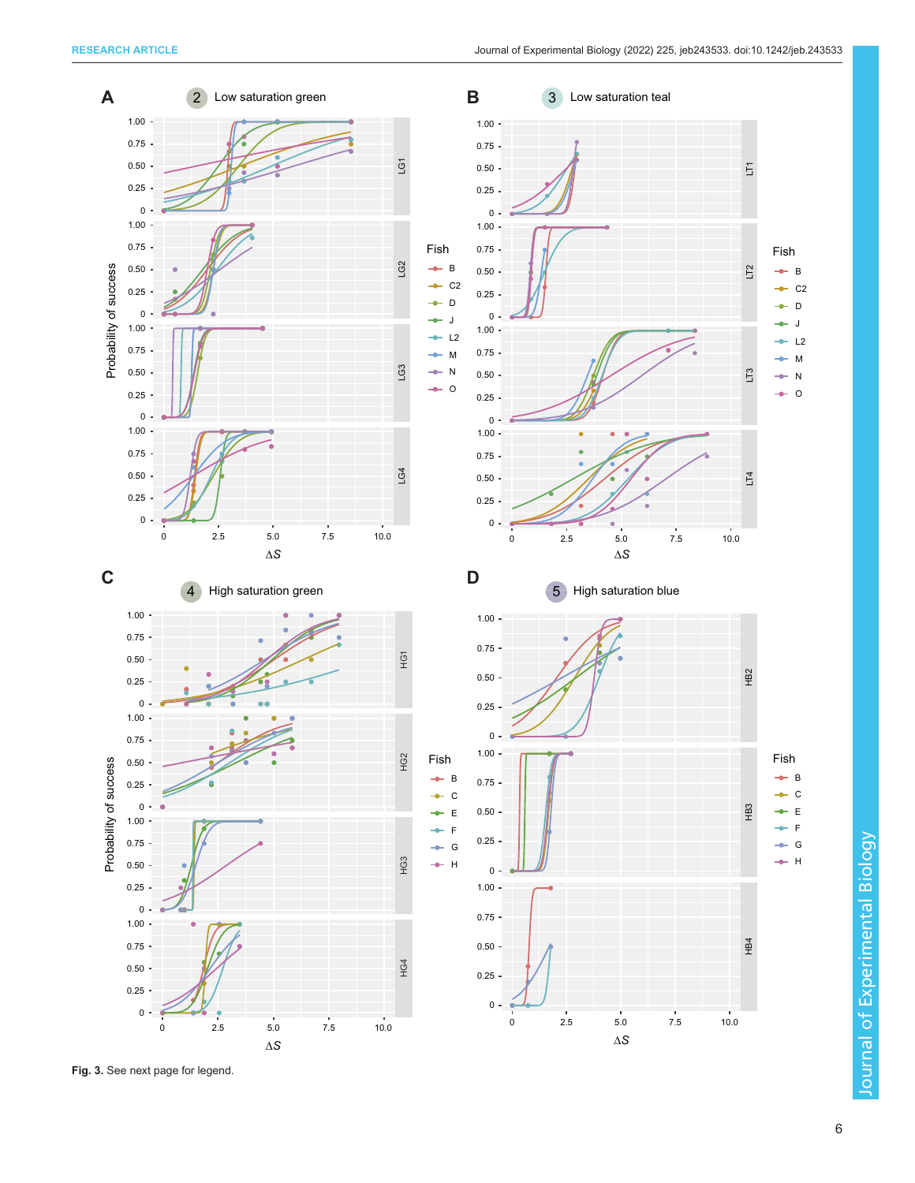**Fig. 3.** See next page for legend.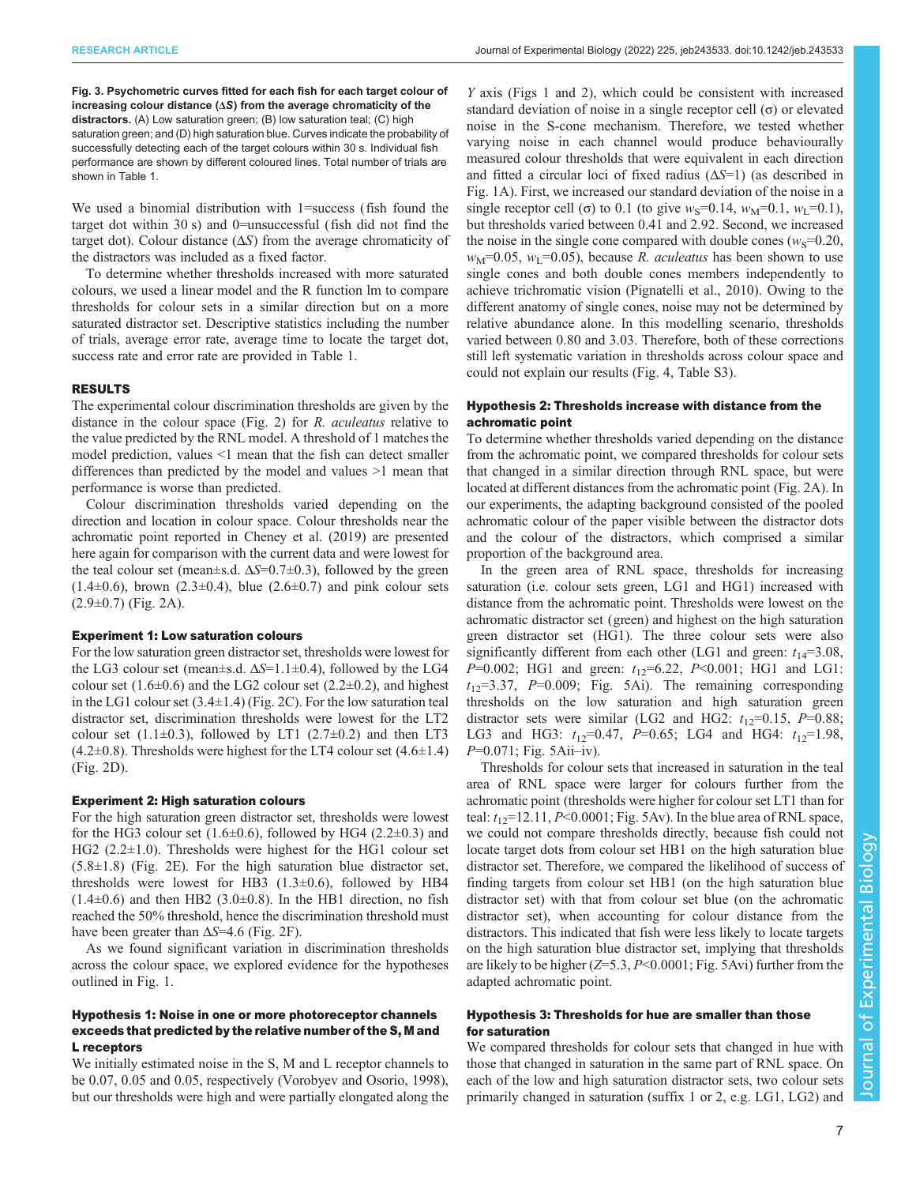**Fig. 3. Psychometric curves fitted for each fish for each target colour of increasing colour distance (Δ*S*) from the average chromaticity of the distractors.** (A) Low saturation green; (B) low saturation teal; (C) high saturation green; and (D) high saturation blue. Curves indicate the probability of successfully detecting each of the target colours within 30 s. Individual fish performance are shown by different coloured lines. Total number of trials are shown in Table 1.

We used a binomial distribution with 1=success (fish found the target dot within 30 s) and 0=unsuccessful (fish did not find the target dot). Colour distance (Δ*S*) from the average chromaticity of the distractors was included as a fixed factor.

To determine whether thresholds increased with more saturated colours, we used a linear model and the R function lm to compare thresholds for colour sets in a similar direction but on a more saturated distractor set. Descriptive statistics including the number of trials, average error rate, average time to locate the target dot, success rate and error rate are provided in Table 1.

## RESULTS

The experimental colour discrimination thresholds are given by the distance in the colour space (Fig. 2) for *R. aculeatus* relative to the value predicted by the RNL model. A threshold of 1 matches the model prediction, values <1 mean that the fish can detect smaller differences than predicted by the model and values >1 mean that performance is worse than predicted.

Colour discrimination thresholds varied depending on the direction and location in colour space. Colour thresholds near the achromatic point reported in Cheney et al. (2019) are presented here again for comparison with the current data and were lowest for the teal colour set (mean±s.d. Δ*S*=0.7±0.3), followed by the green (1.4±0.6), brown (2.3±0.4), blue (2.6±0.7) and pink colour sets (2.9±0.7) (Fig. 2A).

### Experiment 1: Low saturation colours

For the low saturation green distractor set, thresholds were lowest for the LG3 colour set (mean±s.d. Δ*S*=1.1±0.4), followed by the LG4 colour set (1.6±0.6) and the LG2 colour set (2.2±0.2), and highest in the LG1 colour set (3.4±1.4) (Fig. 2C). For the low saturation teal distractor set, discrimination thresholds were lowest for the LT2 colour set (1.1±0.3), followed by LT1 (2.7±0.2) and then LT3 (4.2±0.8). Thresholds were highest for the LT4 colour set (4.6±1.4) (Fig. 2D).

### Experiment 2: High saturation colours

For the high saturation green distractor set, thresholds were lowest for the HG3 colour set (1.6±0.6), followed by HG4 (2.2±0.3) and HG2 (2.2±1.0). Thresholds were highest for the HG1 colour set (5.8±1.8) (Fig. 2E). For the high saturation blue distractor set, thresholds were lowest for HB3 (1.3±0.6), followed by HB4 (1.4±0.6) and then HB2 (3.0±0.8). In the HB1 direction, no fish reached the 50% threshold, hence the discrimination threshold must have been greater than Δ*S*=4.6 (Fig. 2F).

As we found significant variation in discrimination thresholds across the colour space, we explored evidence for the hypotheses outlined in Fig. 1.

### Hypothesis 1: Noise in one or more photoreceptor channels exceeds that predicted by the relative number of the S, M and L receptors

We initially estimated noise in the S, M and L receptor channels to be 0.07, 0.05 and 0.05, respectively (Vorobyev and Osorio, 1998), but our thresholds were high and were partially elongated along the *Y* axis (Figs 1 and 2), which could be consistent with increased standard deviation of noise in a single receptor cell (σ) or elevated noise in the S-cone mechanism. Therefore, we tested whether varying noise in each channel would produce behaviourally measured colour thresholds that were equivalent in each direction and fitted a circular loci of fixed radius (Δ*S*=1) (as described in Fig. 1A). First, we increased our standard deviation of the noise in a single receptor cell (σ) to 0.1 (to give $w_S$=0.14, $w_M$=0.1, $w_L$=0.1), but thresholds varied between 0.41 and 2.92. Second, we increased the noise in the single cone compared with double cones ($w_S$=0.20, $w_M$=0.05, $w_L$=0.05), because *R. aculeatus* has been shown to use single cones and both double cones members independently to achieve trichromatic vision (Pignatelli et al., 2010). Owing to the different anatomy of single cones, noise may not be determined by relative abundance alone. In this modelling scenario, thresholds varied between 0.80 and 3.03. Therefore, both of these corrections still left systematic variation in thresholds across colour space and could not explain our results (Fig. 4, Table S3).

### Hypothesis 2: Thresholds increase with distance from the achromatic point

To determine whether thresholds varied depending on the distance from the achromatic point, we compared thresholds for colour sets that changed in a similar direction through RNL space, but were located at different distances from the achromatic point (Fig. 2A). In our experiments, the adapting background consisted of the pooled achromatic colour of the paper visible between the distractor dots and the colour of the distractors, which comprised a similar proportion of the background area.

In the green area of RNL space, thresholds for increasing saturation (i.e. colour sets green, LG1 and HG1) increased with distance from the achromatic point. Thresholds were lowest on the achromatic distractor set (green) and highest on the high saturation green distractor set (HG1). The three colour sets were also significantly different from each other (LG1 and green: $t_{14}$=3.08, *P*=0.002; HG1 and green: $t_{12}$=6.22, *P*<0.001; HG1 and LG1: $t_{12}$=3.37, *P*=0.009; Fig. 5Ai). The remaining corresponding thresholds on the low saturation and high saturation green distractor sets were similar (LG2 and HG2: $t_{12}$=0.15, *P*=0.88; LG3 and HG3: $t_{12}$=0.47, *P*=0.65; LG4 and HG4: $t_{12}$=1.98, *P*=0.071; Fig. 5Aii–iv).

Thresholds for colour sets that increased in saturation in the teal area of RNL space were larger for colours further from the achromatic point (thresholds were higher for colour set LT1 than for teal: $t_{12}$=12.11, *P*<0.0001; Fig. 5Av). In the blue area of RNL space, we could not compare thresholds directly, because fish could not locate target dots from colour set HB1 on the high saturation blue distractor set. Therefore, we compared the likelihood of success of finding targets from colour set HB1 (on the high saturation blue distractor set) with that from colour set blue (on the achromatic distractor set), when accounting for colour distance from the distractors. This indicated that fish were less likely to locate targets on the high saturation blue distractor set, implying that thresholds are likely to be higher (*Z*=5.3, *P*<0.0001; Fig. 5Avi) further from the adapted achromatic point.

### Hypothesis 3: Thresholds for hue are smaller than those for saturation

We compared thresholds for colour sets that changed in hue with those that changed in saturation in the same part of RNL space. On each of the low and high saturation distractor sets, two colour sets primarily changed in saturation (suffix 1 or 2, e.g. LG1, LG2) and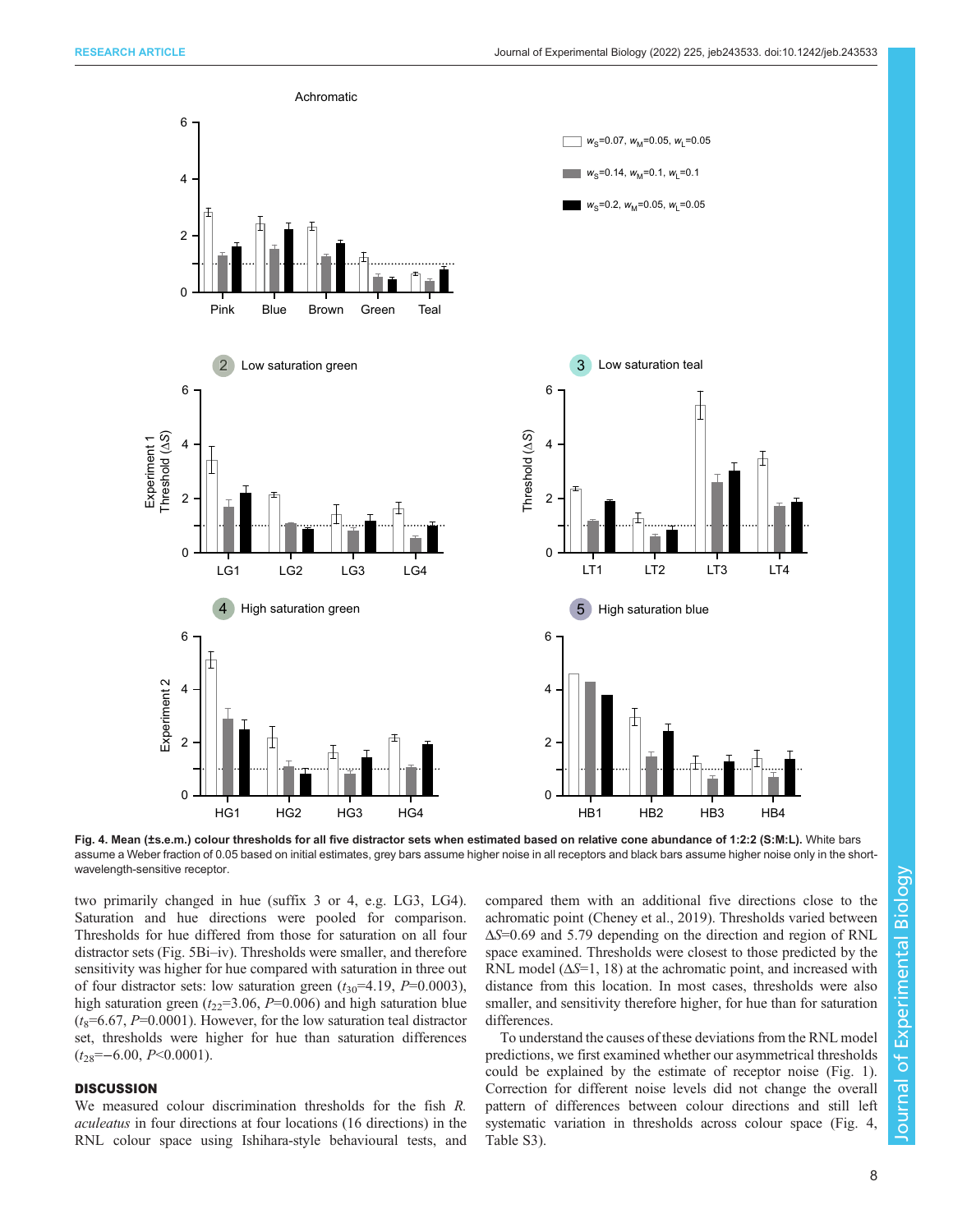Fig. 4. Mean (±s.e.m.) colour thresholds for all five distractor sets when estimated based on relative cone abundance of 1:2:2 (S:M:L). White bars assume a Weber fraction of 0.05 based on initial estimates, grey bars assume higher noise in all receptors and black bars assume higher noise only in the short-wavelength-sensitive receptor.

two primarily changed in hue (suffix 3 or 4, e.g. LG3, LG4). Saturation and hue directions were pooled for comparison. Thresholds for hue differed from those for saturation on all four distractor sets (Fig. 5Bi–iv). Thresholds were smaller, and therefore sensitivity was higher for hue compared with saturation in three out of four distractor sets: low saturation green ($t_{30}$=4.19, $P$=0.0003), high saturation green ($t_{22}$=3.06, $P$=0.006) and high saturation blue ($t_8$=6.67, $P$=0.0001). However, for the low saturation teal distractor set, thresholds were higher for hue than saturation differences ($t_{28}$=−6.00, $P$<0.0001).

## DISCUSSION

We measured colour discrimination thresholds for the fish *R. aculeatus* in four directions at four locations (16 directions) in the RNL colour space using Ishihara-style behavioural tests, and compared them with an additional five directions close to the achromatic point (Cheney et al., 2019). Thresholds varied between $\Delta S$=0.69 and 5.79 depending on the direction and region of RNL space examined. Thresholds were closest to those predicted by the RNL model ($\Delta S$=1, 18) at the achromatic point, and increased with distance from this location. In most cases, thresholds were also smaller, and sensitivity therefore higher, for hue than for saturation differences.

To understand the causes of these deviations from the RNL model predictions, we first examined whether our asymmetrical thresholds could be explained by the estimate of receptor noise (Fig. 1). Correction for different noise levels did not change the overall pattern of differences between colour directions and still left systematic variation in thresholds across colour space (Fig. 4, Table S3).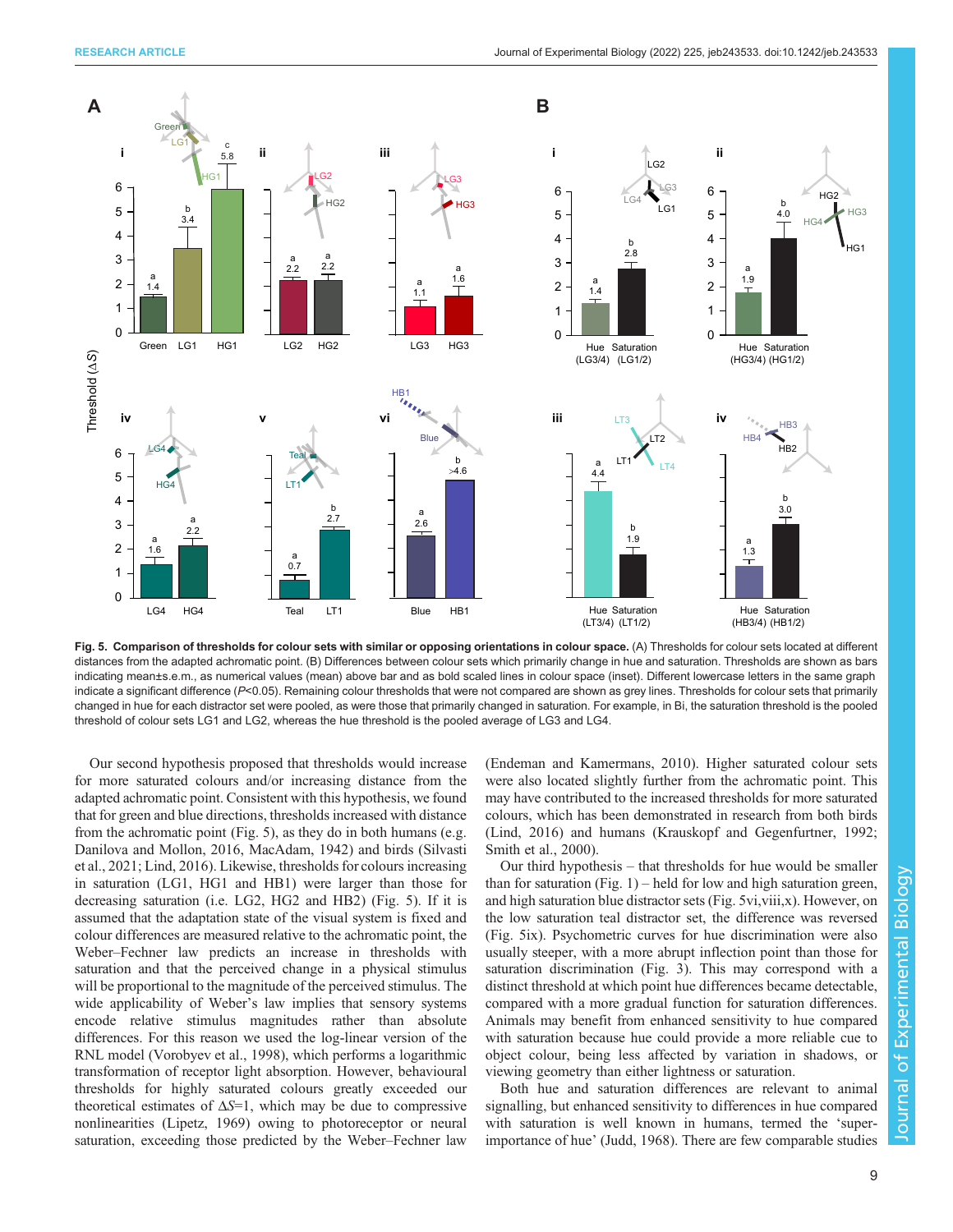**Fig. 5. Comparison of thresholds for colour sets with similar or opposing orientations in colour space.** (A) Thresholds for colour sets located at different distances from the adapted achromatic point. (B) Differences between colour sets which primarily change in hue and saturation. Thresholds are shown as bars indicating mean±s.e.m., as numerical values (mean) above bar and as bold scaled lines in colour space (inset). Different lowercase letters in the same graph indicate a significant difference ($P$<0.05). Remaining colour thresholds that were not compared are shown as grey lines. Thresholds for colour sets that primarily changed in hue for each distractor set were pooled, as were those that primarily changed in saturation. For example, in Bi, the saturation threshold is the pooled threshold of colour sets LG1 and LG2, whereas the hue threshold is the pooled average of LG3 and LG4.

Our second hypothesis proposed that thresholds would increase for more saturated colours and/or increasing distance from the adapted achromatic point. Consistent with this hypothesis, we found that for green and blue directions, thresholds increased with distance from the achromatic point (Fig. 5), as they do in both humans (e.g. Danilova and Mollon, 2016, MacAdam, 1942) and birds (Silvasti et al., 2021; Lind, 2016). Likewise, thresholds for colours increasing in saturation (LG1, HG1 and HB1) were larger than those for decreasing saturation (i.e. LG2, HG2 and HB2) (Fig. 5). If it is assumed that the adaptation state of the visual system is fixed and colour differences are measured relative to the achromatic point, the Weber–Fechner law predicts an increase in thresholds with saturation and that the perceived change in a physical stimulus will be proportional to the magnitude of the perceived stimulus. The wide applicability of Weber's law implies that sensory systems encode relative stimulus magnitudes rather than absolute differences. For this reason we used the log-linear version of the RNL model (Vorobyev et al., 1998), which performs a logarithmic transformation of receptor light absorption. However, behavioural thresholds for highly saturated colours greatly exceeded our theoretical estimates of $\Delta S$=1, which may be due to compressive nonlinearities (Lipetz, 1969) owing to photoreceptor or neural saturation, exceeding those predicted by the Weber–Fechner law (Endeman and Kamermans, 2010). Higher saturated colour sets were also located slightly further from the achromatic point. This may have contributed to the increased thresholds for more saturated colours, which has been demonstrated in research from both birds and humans (Krauskopf and Gegenfurtner, 1992; Smith et al., 2000).

Our third hypothesis – that thresholds for hue would be smaller than for saturation (Fig. 1) – held for low and high saturation green, and high saturation blue distractor sets (Fig. 5vi,viii,x). However, on the low saturation teal distractor set, the difference was reversed (Fig. 5ix). Psychometric curves for hue discrimination were also usually steeper, with a more abrupt inflection point than those for saturation discrimination (Fig. 3). This may correspond with a distinct threshold at which point hue differences became detectable, compared with a more gradual function for saturation differences. Animals may benefit from enhanced sensitivity to hue compared with saturation because hue could provide a more reliable cue to object colour, being less affected by variation in shadows, or viewing geometry than either lightness or saturation.

Both hue and saturation differences are relevant to animal signalling, but enhanced sensitivity to differences in hue compared with saturation is well known in humans, termed the 'super-importance of hue' (Judd, 1968). There are few comparable studies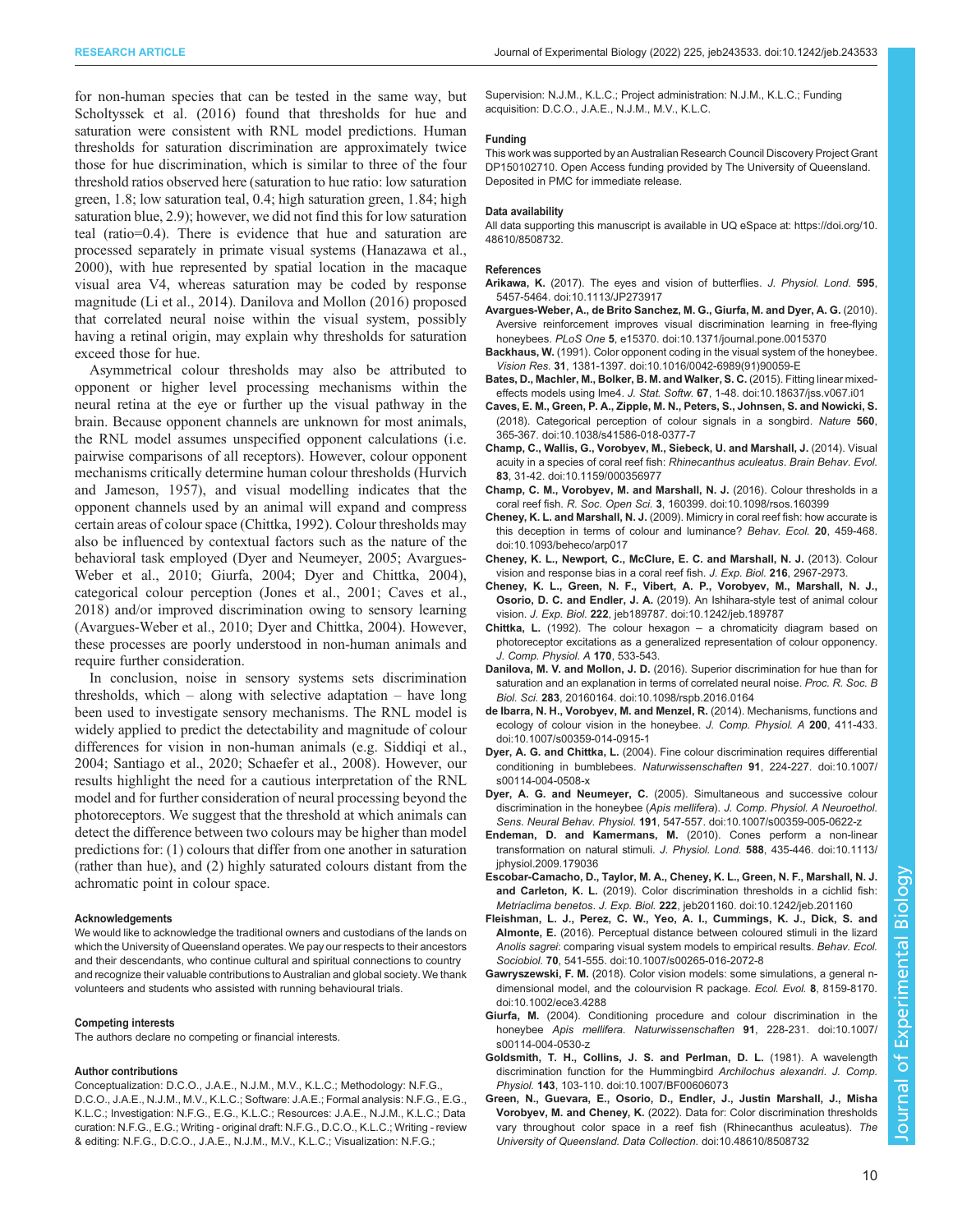for non-human species that can be tested in the same way, but Scholtyssek et al. (2016) found that thresholds for hue and saturation were consistent with RNL model predictions. Human thresholds for saturation discrimination are approximately twice those for hue discrimination, which is similar to three of the four threshold ratios observed here (saturation to hue ratio: low saturation green, 1.8; low saturation teal, 0.4; high saturation green, 1.84; high saturation blue, 2.9); however, we did not find this for low saturation teal (ratio=0.4). There is evidence that hue and saturation are processed separately in primate visual systems (Hanazawa et al., 2000), with hue represented by spatial location in the macaque visual area V4, whereas saturation may be coded by response magnitude (Li et al., 2014). Danilova and Mollon (2016) proposed that correlated neural noise within the visual system, possibly having a retinal origin, may explain why thresholds for saturation exceed those for hue.

Asymmetrical colour thresholds may also be attributed to opponent or higher level processing mechanisms within the neural retina at the eye or further up the visual pathway in the brain. Because opponent channels are unknown for most animals, the RNL model assumes unspecified opponent calculations (i.e. pairwise comparisons of all receptors). However, colour opponent mechanisms critically determine human colour thresholds (Hurvich and Jameson, 1957), and visual modelling indicates that the opponent channels used by an animal will expand and compress certain areas of colour space (Chittka, 1992). Colour thresholds may also be influenced by contextual factors such as the nature of the behavioral task employed (Dyer and Neumeyer, 2005; Avargues-Weber et al., 2010; Giurfa, 2004; Dyer and Chittka, 2004), categorical colour perception (Jones et al., 2001; Caves et al., 2018) and/or improved discrimination owing to sensory learning (Avargues-Weber et al., 2010; Dyer and Chittka, 2004). However, these processes are poorly understood in non-human animals and require further consideration.

In conclusion, noise in sensory systems sets discrimination thresholds, which – along with selective adaptation – have long been used to investigate sensory mechanisms. The RNL model is widely applied to predict the detectability and magnitude of colour differences for vision in non-human animals (e.g. Siddiqi et al., 2004; Santiago et al., 2020; Schaefer et al., 2008). However, our results highlight the need for a cautious interpretation of the RNL model and for further consideration of neural processing beyond the photoreceptors. We suggest that the threshold at which animals can detect the difference between two colours may be higher than model predictions for: (1) colours that differ from one another in saturation (rather than hue), and (2) highly saturated colours distant from the achromatic point in colour space.

#### Acknowledgements

We would like to acknowledge the traditional owners and custodians of the lands on which the University of Queensland operates. We pay our respects to their ancestors and their descendants, who continue cultural and spiritual connections to country and recognize their valuable contributions to Australian and global society. We thank volunteers and students who assisted with running behavioural trials.

#### Competing interests

The authors declare no competing or financial interests.

#### Author contributions

Conceptualization: D.C.O., J.A.E., N.J.M., M.V., K.L.C.; Methodology: N.F.G., D.C.O., J.A.E., N.J.M., M.V., K.L.C.; Software: J.A.E.; Formal analysis: N.F.G., E.G., K.L.C.; Investigation: N.F.G., E.G., K.L.C.; Resources: J.A.E., N.J.M., K.L.C.; Data curation: N.F.G., E.G.; Writing - original draft: N.F.G., D.C.O., K.L.C.; Writing - review & editing: N.F.G., D.C.O., J.A.E., N.J.M., M.V., K.L.C.; Visualization: N.F.G.; Supervision: N.J.M., K.L.C.; Project administration: N.J.M., K.L.C.; Funding acquisition: D.C.O., J.A.E., N.J.M., M.V., K.L.C.

#### Funding

This work was supported by an Australian Research Council Discovery Project Grant DP150102710. Open Access funding provided by The University of Queensland. Deposited in PMC for immediate release.

#### Data availability

All data supporting this manuscript is available in UQ eSpace at: https://doi.org/10.48610/8508732.

#### References

**Arikawa, K.** (2017). The eyes and vision of butterflies. *J. Physiol. Lond.* **595**, 5457-5464. doi:10.1113/JP273917

**Avargues-Weber, A., de Brito Sanchez, M. G., Giurfa, M. and Dyer, A. G.** (2010). Aversive reinforcement improves visual discrimination learning in free-flying honeybees. *PLoS One* **5**, e15370. doi:10.1371/journal.pone.0015370

**Backhaus, W.** (1991). Color opponent coding in the visual system of the honeybee. *Vision Res.* **31**, 1381-1397. doi:10.1016/0042-6989(91)90059-E

**Bates, D., Machler, M., Bolker, B. M. and Walker, S. C.** (2015). Fitting linear mixed-effects models using lme4. *J. Stat. Softw.* **67**, 1-48. doi:10.18637/jss.v067.i01

**Caves, E. M., Green, P. A., Zipple, M. N., Peters, S., Johnsen, S. and Nowicki, S.** (2018). Categorical perception of colour signals in a songbird. *Nature* **560**, 365-367. doi:10.1038/s41586-018-0377-7

**Champ, C., Wallis, G., Vorobyev, M., Siebeck, U. and Marshall, J.** (2014). Visual acuity in a species of coral reef fish: *Rhinecanthus aculeatus*. *Brain Behav. Evol.* **83**, 31-42. doi:10.1159/000356977

**Champ, C. M., Vorobyev, M. and Marshall, N. J.** (2016). Colour thresholds in a coral reef fish. *R. Soc. Open Sci.* **3**, 160399. doi:10.1098/rsos.160399

**Cheney, K. L. and Marshall, N. J.** (2009). Mimicry in coral reef fish: how accurate is this deception in terms of colour and luminance? *Behav. Ecol.* **20**, 459-468. doi:10.1093/beheco/arp017

**Cheney, K. L., Newport, C., McClure, E. C. and Marshall, N. J.** (2013). Colour vision and response bias in a coral reef fish. *J. Exp. Biol.* **216**, 2967-2973.

**Cheney, K. L., Green, N. F., Vibert, A. P., Vorobyev, M., Marshall, N. J., Osorio, D. C. and Endler, J. A.** (2019). An Ishihara-style test of animal colour vision. *J. Exp. Biol.* **222**, jeb189787. doi:10.1242/jeb.189787

**Chittka, L.** (1992). The colour hexagon – a chromaticity diagram based on photoreceptor excitations as a generalized representation of colour opponency. *J. Comp. Physiol. A* **170**, 533-543.

**Danilova, M. V. and Mollon, J. D.** (2016). Superior discrimination for hue than for saturation and an explanation in terms of correlated neural noise. *Proc. R. Soc. B Biol. Sci.* **283**, 20160164. doi:10.1098/rspb.2016.0164

**de Ibarra, N. H., Vorobyev, M. and Menzel, R.** (2014). Mechanisms, functions and ecology of colour vision in the honeybee. *J. Comp. Physiol. A* **200**, 411-433. doi:10.1007/s00359-014-0915-1

**Dyer, A. G. and Chittka, L.** (2004). Fine colour discrimination requires differential conditioning in bumblebees. *Naturwissenschaften* **91**, 224-227. doi:10.1007/s00114-004-0508-x

**Dyer, A. G. and Neumeyer, C.** (2005). Simultaneous and successive colour discrimination in the honeybee (*Apis mellifera*). *J. Comp. Physiol. A Neuroethol. Sens. Neural Behav. Physiol.* **191**, 547-557. doi:10.1007/s00359-005-0622-z

**Endeman, D. and Kamermans, M.** (2010). Cones perform a non-linear transformation on natural stimuli. *J. Physiol. Lond.* **588**, 435-446. doi:10.1113/jphysiol.2009.179036

**Escobar-Camacho, D., Taylor, M. A., Cheney, K. L., Green, N. F., Marshall, N. J. and Carleton, K. L.** (2019). Color discrimination thresholds in a cichlid fish: *Metriaclima benetos*. *J. Exp. Biol.* **222**, jeb201160. doi:10.1242/jeb.201160

**Fleishman, L. J., Perez, C. W., Yeo, A. I., Cummings, K. J., Dick, S. and Almonte, E.** (2016). Perceptual distance between coloured stimuli in the lizard *Anolis sagrei*: comparing visual system models to empirical results. *Behav. Ecol. Sociobiol.* **70**, 541-555. doi:10.1007/s00265-016-2072-8

**Gawryszewski, F. M.** (2018). Color vision models: some simulations, a general n-dimensional model, and the colourvision R package. *Ecol. Evol.* **8**, 8159-8170. doi:10.1002/ece3.4288

**Giurfa, M.** (2004). Conditioning procedure and colour discrimination in the honeybee *Apis mellifera*. *Naturwissenschaften* **91**, 228-231. doi:10.1007/s00114-004-0530-z

**Goldsmith, T. H., Collins, J. S. and Perlman, D. L.** (1981). A wavelength discrimination function for the Hummingbird *Archilochus alexandri*. *J. Comp. Physiol.* **143**, 103-110. doi:10.1007/BF00606073

**Green, N., Guevara, E., Osorio, D., Endler, J., Justin Marshall, J., Misha Vorobyev, M. and Cheney, K.** (2022). Data for: Color discrimination thresholds vary throughout color space in a reef fish (Rhinecanthus aculeatus). *The University of Queensland. Data Collection.* doi:10.48610/8508732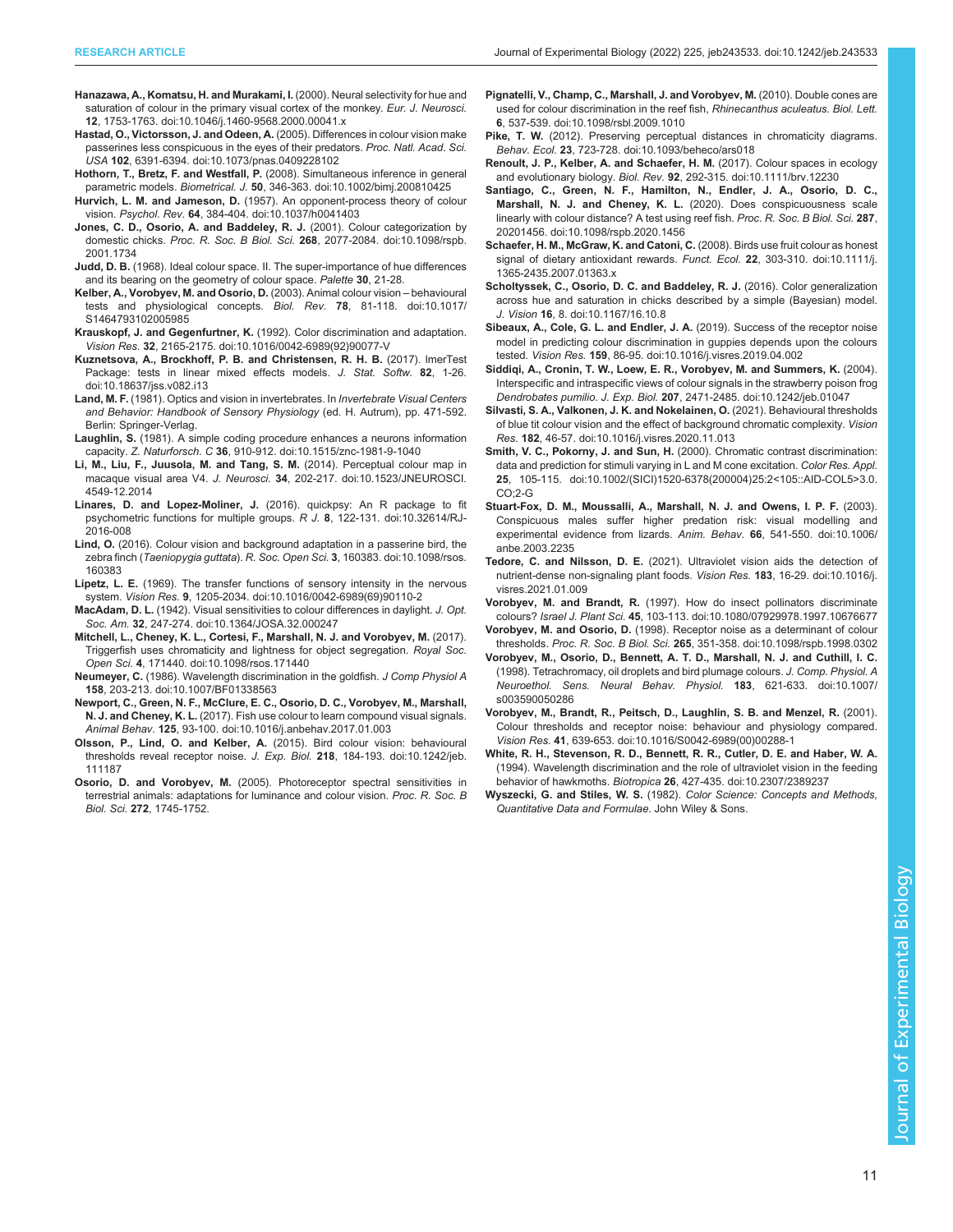**Hanazawa, A., Komatsu, H. and Murakami, I.** (2000). Neural selectivity for hue and saturation of colour in the primary visual cortex of the monkey. *Eur. J. Neurosci.* **12**, 1753-1763. doi:10.1046/j.1460-9568.2000.00041.x

**Hastad, O., Victorsson, J. and Odeen, A.** (2005). Differences in colour vision make passerines less conspicuous in the eyes of their predators. *Proc. Natl. Acad. Sci. USA* **102**, 6391-6394. doi:10.1073/pnas.0409228102

**Hothorn, T., Bretz, F. and Westfall, P.** (2008). Simultaneous inference in general parametric models. *Biometrical. J.* **50**, 346-363. doi:10.1002/bimj.200810425

**Hurvich, L. M. and Jameson, D.** (1957). An opponent-process theory of colour vision. *Psychol. Rev.* **64**, 384-404. doi:10.1037/h0041403

**Jones, C. D., Osorio, A. and Baddeley, R. J.** (2001). Colour categorization by domestic chicks. *Proc. R. Soc. B Biol. Sci.* **268**, 2077-2084. doi:10.1098/rspb.2001.1734

**Judd, D. B.** (1968). Ideal colour space. II. The super-importance of hue differences and its bearing on the geometry of colour space. *Palette* **30**, 21-28.

**Kelber, A., Vorobyev, M. and Osorio, D.** (2003). Animal colour vision – behavioural tests and physiological concepts. *Biol. Rev.* **78**, 81-118. doi:10.1017/S1464793102005985

**Krauskopf, J. and Gegenfurtner, K.** (1992). Color discrimination and adaptation. *Vision Res.* **32**, 2165-2175. doi:10.1016/0042-6989(92)90077-V

**Kuznetsova, A., Brockhoff, P. B. and Christensen, R. H. B.** (2017). lmerTest Package: tests in linear mixed effects models. *J. Stat. Softw.* **82**, 1-26. doi:10.18637/jss.v082.i13

**Land, M. F.** (1981). Optics and vision in invertebrates. In *Invertebrate Visual Centers and Behavior: Handbook of Sensory Physiology* (ed. H. Autrum), pp. 471-592. Berlin: Springer-Verlag.

**Laughlin, S.** (1981). A simple coding procedure enhances a neurons information capacity. *Z. Naturforsch. C* **36**, 910-912. doi:10.1515/znc-1981-9-1040

**Li, M., Liu, F., Juusola, M. and Tang, S. M.** (2014). Perceptual colour map in macaque visual area V4. *J. Neurosci.* **34**, 202-217. doi:10.1523/JNEUROSCI.4549-12.2014

**Linares, D. and Lopez-Moliner, J.** (2016). quickpsy: An R package to fit psychometric functions for multiple groups. *R J.* **8**, 122-131. doi:10.32614/RJ-2016-008

**Lind, O.** (2016). Colour vision and background adaptation in a passerine bird, the zebra finch (*Taeniopygia guttata*). *R. Soc. Open Sci.* **3**, 160383. doi:10.1098/rsos.160383

**Lipetz, L. E.** (1969). The transfer functions of sensory intensity in the nervous system. *Vision Res.* **9**, 1205-2034. doi:10.1016/0042-6989(69)90110-2

**MacAdam, D. L.** (1942). Visual sensitivities to colour differences in daylight. *J. Opt. Soc. Am.* **32**, 247-274. doi:10.1364/JOSA.32.000247

**Mitchell, L., Cheney, K. L., Cortesi, F., Marshall, N. J. and Vorobyev, M.** (2017). Triggerfish uses chromaticity and lightness for object segregation. *Royal Soc. Open Sci.* **4**, 171440. doi:10.1098/rsos.171440

**Neumeyer, C.** (1986). Wavelength discrimination in the goldfish. *J Comp Physiol A* **158**, 203-213. doi:10.1007/BF01338563

**Newport, C., Green, N. F., McClure, E. C., Osorio, D. C., Vorobyev, M., Marshall, N. J. and Cheney, K. L.** (2017). Fish use colour to learn compound visual signals. *Animal Behav.* **125**, 93-100. doi:10.1016/j.anbehav.2017.01.003

**Olsson, P., Lind, O. and Kelber, A.** (2015). Bird colour vision: behavioural thresholds reveal receptor noise. *J. Exp. Biol.* **218**, 184-193. doi:10.1242/jeb.111187

**Osorio, D. and Vorobyev, M.** (2005). Photoreceptor spectral sensitivities in terrestrial animals: adaptations for luminance and colour vision. *Proc. R. Soc. B Biol. Sci.* **272**, 1745-1752.

**Pignatelli, V., Champ, C., Marshall, J. and Vorobyev, M.** (2010). Double cones are used for colour discrimination in the reef fish, *Rhinecanthus aculeatus*. *Biol. Lett.* **6**, 537-539. doi:10.1098/rsbl.2009.1010

**Pike, T. W.** (2012). Preserving perceptual distances in chromaticity diagrams. *Behav. Ecol.* **23**, 723-728. doi:10.1093/beheco/ars018

**Renoult, J. P., Kelber, A. and Schaefer, H. M.** (2017). Colour spaces in ecology and evolutionary biology. *Biol. Rev.* **92**, 292-315. doi:10.1111/brv.12230

**Santiago, C., Green, N. F., Hamilton, N., Endler, J. A., Osorio, D. C., Marshall, N. J. and Cheney, K. L.** (2020). Does conspicuousness scale linearly with colour distance? A test using reef fish. *Proc. R. Soc. B Biol. Sci.* **287**, 20201456. doi:10.1098/rspb.2020.1456

**Schaefer, H. M., McGraw, K. and Catoni, C.** (2008). Birds use fruit colour as honest signal of dietary antioxidant rewards. *Funct. Ecol.* **22**, 303-310. doi:10.1111/j.1365-2435.2007.01363.x

**Scholtyssek, C., Osorio, D. C. and Baddeley, R. J.** (2016). Color generalization across hue and saturation in chicks described by a simple (Bayesian) model. *J. Vision* **16**, 8. doi:10.1167/16.10.8

**Sibeaux, A., Cole, G. L. and Endler, J. A.** (2019). Success of the receptor noise model in predicting colour discrimination in guppies depends upon the colours tested. *Vision Res.* **159**, 86-95. doi:10.1016/j.visres.2019.04.002

**Siddiqi, A., Cronin, T. W., Loew, E. R., Vorobyev, M. and Summers, K.** (2004). Interspecific and intraspecific views of colour signals in the strawberry poison frog *Dendrobates pumilio*. *J. Exp. Biol.* **207**, 2471-2485. doi:10.1242/jeb.01047

**Silvasti, S. A., Valkonen, J. K. and Nokelainen, O.** (2021). Behavioural thresholds of blue tit colour vision and the effect of background chromatic complexity. *Vision Res.* **182**, 46-57. doi:10.1016/j.visres.2020.11.013

**Smith, V. C., Pokorny, J. and Sun, H.** (2000). Chromatic contrast discrimination: data and prediction for stimuli varying in L and M cone excitation. *Color Res. Appl.* **25**, 105-115. doi:10.1002/(SICI)1520-6378(200004)25:2<105::AID-COL5>3.0.CO;2-G

**Stuart-Fox, D. M., Moussalli, A., Marshall, N. J. and Owens, I. P. F.** (2003). Conspicuous males suffer higher predation risk: visual modelling and experimental evidence from lizards. *Anim. Behav.* **66**, 541-550. doi:10.1006/anbe.2003.2235

**Tedore, C. and Nilsson, D. E.** (2021). Ultraviolet vision aids the detection of nutrient-dense non-signaling plant foods. *Vision Res.* **183**, 16-29. doi:10.1016/j.visres.2021.01.009

**Vorobyev, M. and Brandt, R.** (1997). How do insect pollinators discriminate colours? *Israel J. Plant Sci.* **45**, 103-113. doi:10.1080/07929978.1997.10676677

**Vorobyev, M. and Osorio, D.** (1998). Receptor noise as a determinant of colour thresholds. *Proc. R. Soc. B Biol. Sci.* **265**, 351-358. doi:10.1098/rspb.1998.0302

**Vorobyev, M., Osorio, D., Bennett, A. T. D., Marshall, N. J. and Cuthill, I. C.** (1998). Tetrachromacy, oil droplets and bird plumage colours. *J. Comp. Physiol. A Neuroethol. Sens. Neural Behav. Physiol.* **183**, 621-633. doi:10.1007/s003590050286

**Vorobyev, M., Brandt, R., Peitsch, D., Laughlin, S. B. and Menzel, R.** (2001). Colour thresholds and receptor noise: behaviour and physiology compared. *Vision Res.* **41**, 639-653. doi:10.1016/S0042-6989(00)00288-1

**White, R. H., Stevenson, R. D., Bennett, R. R., Cutler, D. E. and Haber, W. A.** (1994). Wavelength discrimination and the role of ultraviolet vision in the feeding behavior of hawkmoths. *Biotropica* **26**, 427-435. doi:10.2307/2389237

**Wyszecki, G. and Stiles, W. S.** (1982). *Color Science: Concepts and Methods, Quantitative Data and Formulae*. John Wiley & Sons.